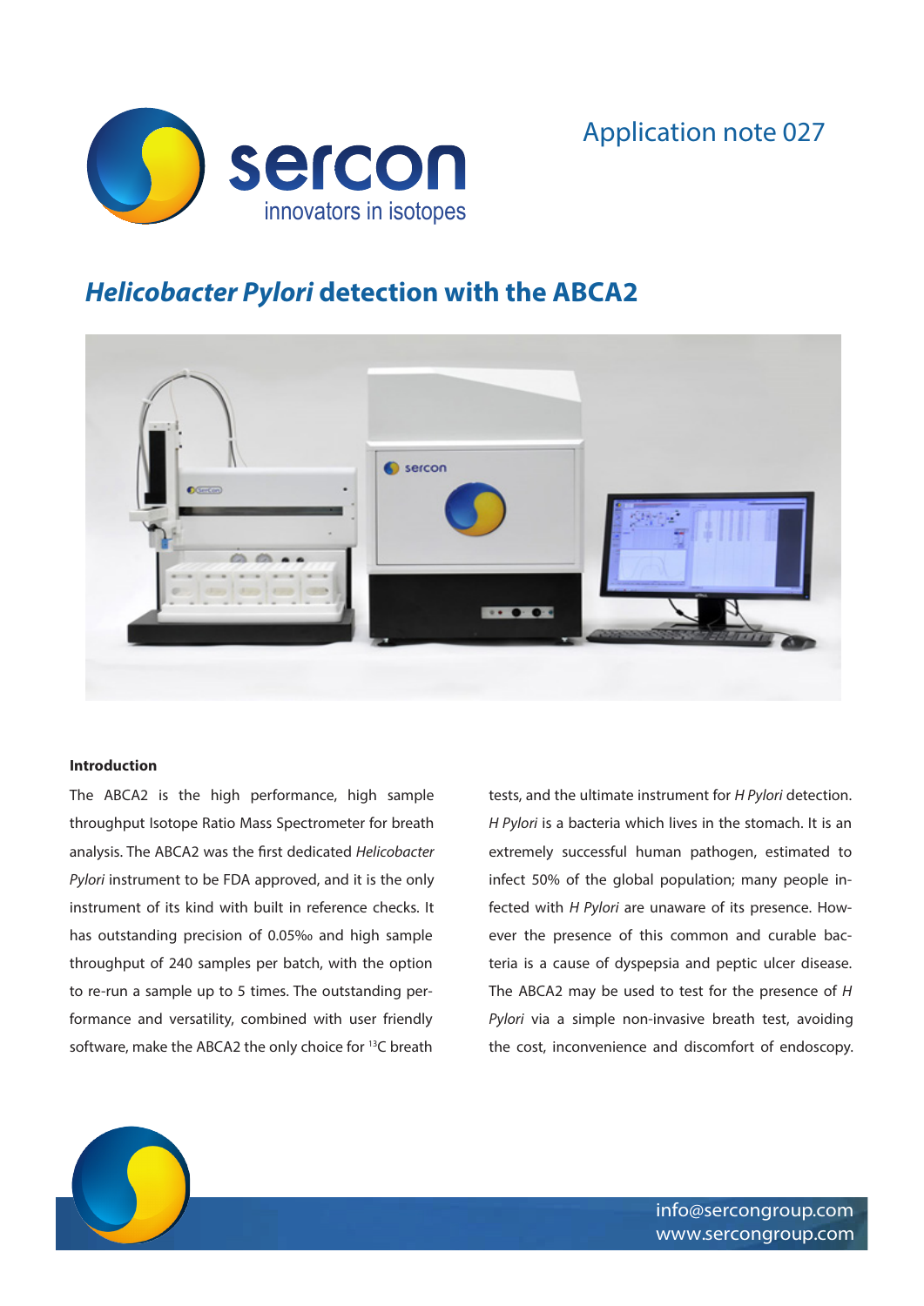Application note 027

# *Helicobacter Pylori* detection with the ABCA2

### Introduction

The ABCA2 is the high performance, high sample throughput Isotope Ratio Mass Spectrometer for breath analysis. The ABCA2 was the first dedicated *Helicobacter Pylori* instrument to be FDA approved, and it is the only instrument of its kind with built in reference checks. It has outstanding precision of 0.05‰ and high sample throughput of 240 samples per batch, with the option to re-run a sample up to 5 times. The outstanding performance and versatility, combined with user friendly software, make the ABCA2 the only choice for $^{13}C$ breath tests, and the ultimate instrument for *H Pylori* detection.

*H Pylori* is a bacteria which lives in the stomach. It is an extremely successful human pathogen, estimated to infect 50% of the global population; many people infected with *H Pylori* are unaware of its presence. However the presence of this common and curable bacteria is a cause of dyspepsia and peptic ulcer disease. The ABCA2 may be used to test for the presence of *H Pylori* via a simple non-invasive breath test, avoiding the cost, inconvenience and discomfort of endoscopy.

info@sercongroup.com
www.sercongroup.com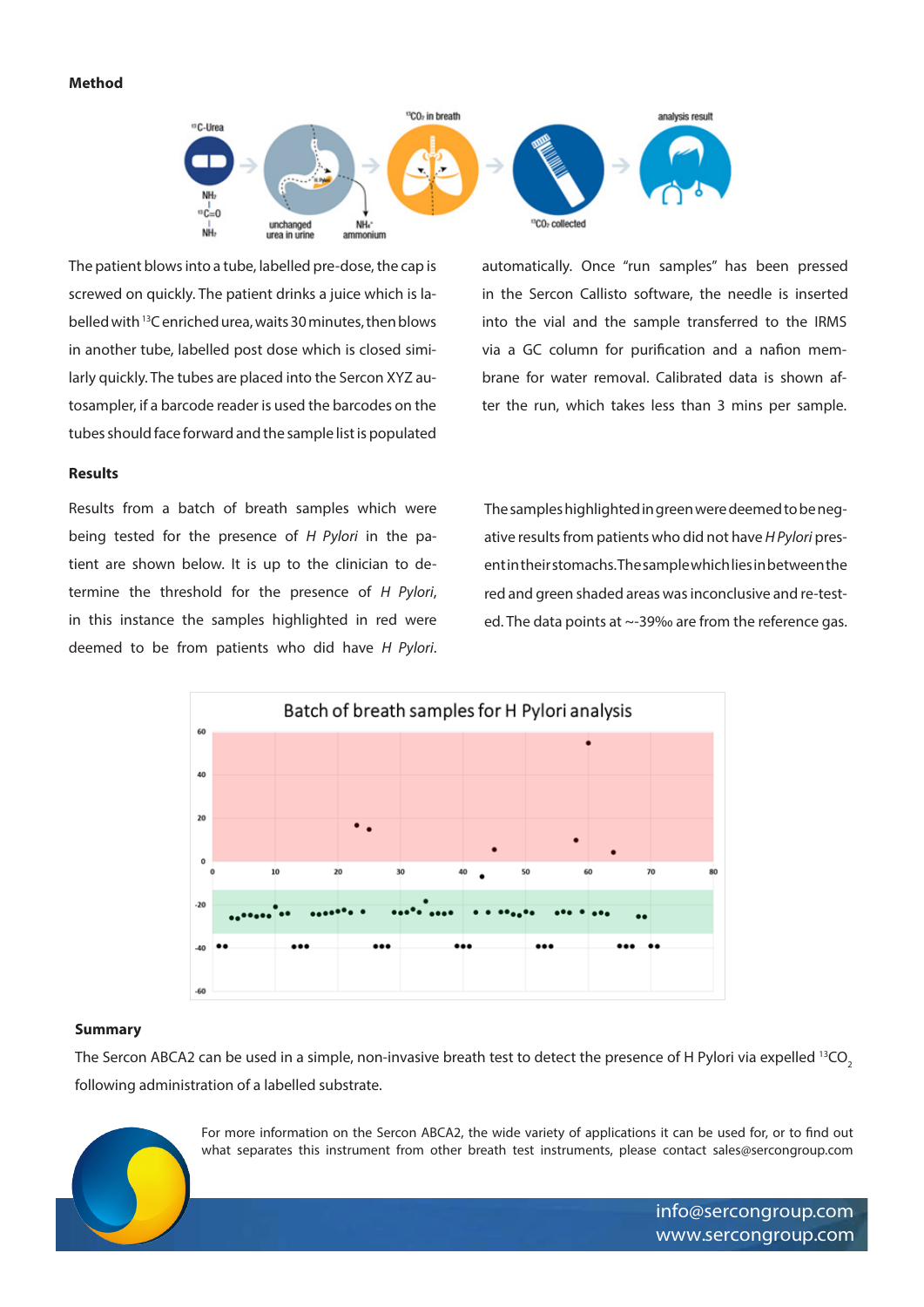## Method

$^{13}$C-Urea

$NH_2$
|
$^{13}C{=}O$
|
$NH_2$

unchanged urea in urine

$NH_4^+$ ammonium

$^{13}CO_2$ in breath

$^{13}CO_2$ collected

analysis result

The patient blows into a tube, labelled pre-dose, the cap is screwed on quickly. The patient drinks a juice which is labelled with $^{13}$C enriched urea, waits 30 minutes, then blows in another tube, labelled post dose which is closed similarly quickly. The tubes are placed into the Sercon XYZ autosampler, if a barcode reader is used the barcodes on the tubes should face forward and the sample list is populated automatically. Once "run samples" has been pressed in the Sercon Callisto software, the needle is inserted into the vial and the sample transferred to the IRMS via a GC column for purification and a nafion membrane for water removal. Calibrated data is shown after the run, which takes less than 3 mins per sample.

## Results

Results from a batch of breath samples which were being tested for the presence of *H Pylori* in the patient are shown below. It is up to the clinician to determine the threshold for the presence of *H Pylori*, in this instance the samples highlighted in red were deemed to be from patients who did have *H Pylori*.

The samples highlighted in green were deemed to be negative results from patients who did not have *H Pylori* present in their stomachs. The sample which lies in between the red and green shaded areas was inconclusive and re-tested. The data points at ~-39‰ are from the reference gas.

Batch of breath samples for H Pylori analysis

60
40
20
0
-20
-40
-60

0 10 20 30 40 50 60 70 80

## Summary

The Sercon ABCA2 can be used in a simple, non-invasive breath test to detect the presence of H Pylori via expelled $^{13}CO_2$ following administration of a labelled substrate.

For more information on the Sercon ABCA2, the wide variety of applications it can be used for, or to find out what separates this instrument from other breath test instruments, please contact sales@sercongroup.com

info@sercongroup.com
www.sercongroup.com